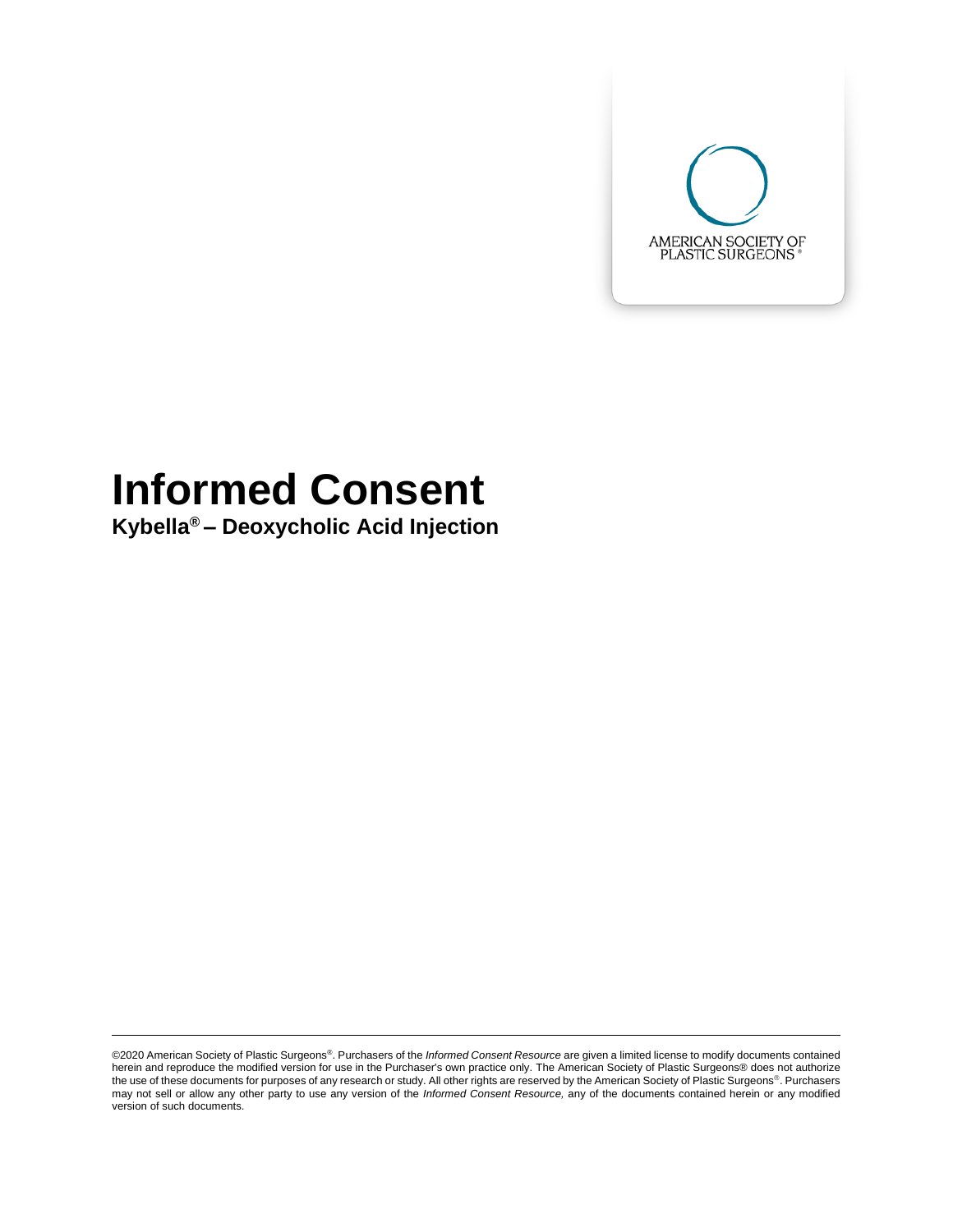AMERICAN SOCIETY OF PLASTIC SURGEONS®

# Informed Consent

**Kybella® – Deoxycholic Acid Injection**

©2020 American Society of Plastic Surgeons®. Purchasers of the *Informed Consent Resource* are given a limited license to modify documents contained herein and reproduce the modified version for use in the Purchaser's own practice only. The American Society of Plastic Surgeons® does not authorize the use of these documents for purposes of any research or study. All other rights are reserved by the American Society of Plastic Surgeons®. Purchasers may not sell or allow any other party to use any version of the *Informed Consent Resource,* any of the documents contained herein or any modified version of such documents.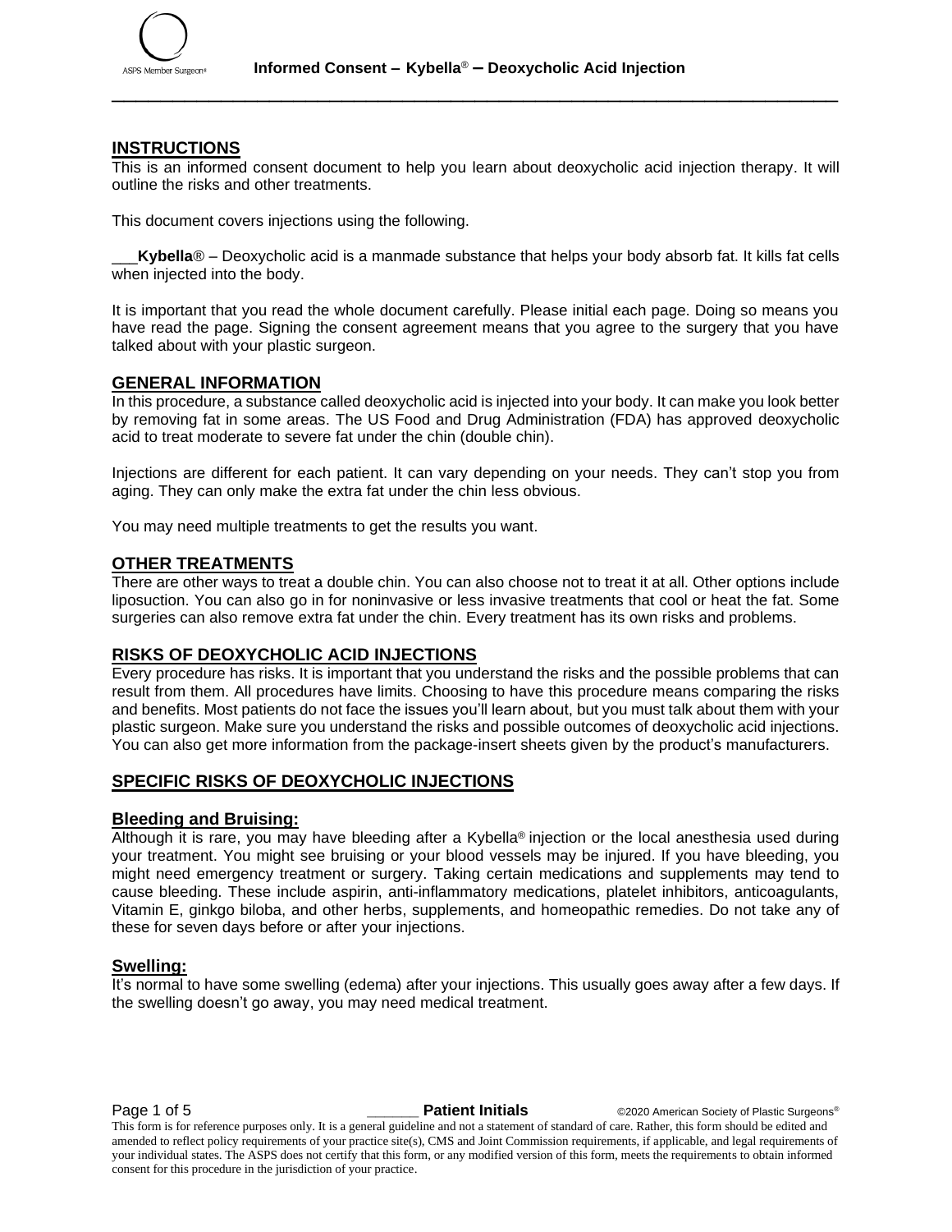## INSTRUCTIONS

This is an informed consent document to help you learn about deoxycholic acid injection therapy. It will outline the risks and other treatments.

This document covers injections using the following.

___**Kybella**® – Deoxycholic acid is a manmade substance that helps your body absorb fat. It kills fat cells when injected into the body.

It is important that you read the whole document carefully. Please initial each page. Doing so means you have read the page. Signing the consent agreement means that you agree to the surgery that you have talked about with your plastic surgeon.

## GENERAL INFORMATION

In this procedure, a substance called deoxycholic acid is injected into your body. It can make you look better by removing fat in some areas. The US Food and Drug Administration (FDA) has approved deoxycholic acid to treat moderate to severe fat under the chin (double chin).

Injections are different for each patient. It can vary depending on your needs. They can't stop you from aging. They can only make the extra fat under the chin less obvious.

You may need multiple treatments to get the results you want.

## OTHER TREATMENTS

There are other ways to treat a double chin. You can also choose not to treat it at all. Other options include liposuction. You can also go in for noninvasive or less invasive treatments that cool or heat the fat. Some surgeries can also remove extra fat under the chin. Every treatment has its own risks and problems.

## RISKS OF DEOXYCHOLIC ACID INJECTIONS

Every procedure has risks. It is important that you understand the risks and the possible problems that can result from them. All procedures have limits. Choosing to have this procedure means comparing the risks and benefits. Most patients do not face the issues you'll learn about, but you must talk about them with your plastic surgeon. Make sure you understand the risks and possible outcomes of deoxycholic acid injections. You can also get more information from the package-insert sheets given by the product's manufacturers.

## SPECIFIC RISKS OF DEOXYCHOLIC INJECTIONS

### Bleeding and Bruising:

Although it is rare, you may have bleeding after a Kybella® injection or the local anesthesia used during your treatment. You might see bruising or your blood vessels may be injured. If you have bleeding, you might need emergency treatment or surgery. Taking certain medications and supplements may tend to cause bleeding. These include aspirin, anti-inflammatory medications, platelet inhibitors, anticoagulants, Vitamin E, ginkgo biloba, and other herbs, supplements, and homeopathic remedies. Do not take any of these for seven days before or after your injections.

### Swelling:

It's normal to have some swelling (edema) after your injections. This usually goes away after a few days. If the swelling doesn't go away, you may need medical treatment.

______ **Patient Initials**

This form is for reference purposes only. It is a general guideline and not a statement of standard of care. Rather, this form should be edited and amended to reflect policy requirements of your practice site(s), CMS and Joint Commission requirements, if applicable, and legal requirements of your individual states. The ASPS does not certify that this form, or any modified version of this form, meets the requirements to obtain informed consent for this procedure in the jurisdiction of your practice.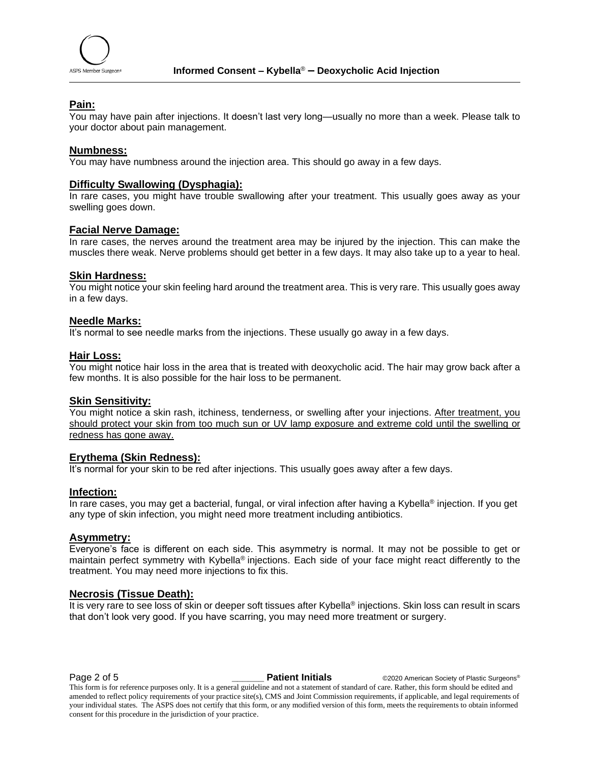**Pain:**
You may have pain after injections. It doesn't last very long—usually no more than a week. Please talk to your doctor about pain management.

**Numbness:**
You may have numbness around the injection area. This should go away in a few days.

**Difficulty Swallowing (Dysphagia):**
In rare cases, you might have trouble swallowing after your treatment. This usually goes away as your swelling goes down.

**Facial Nerve Damage:**
In rare cases, the nerves around the treatment area may be injured by the injection. This can make the muscles there weak. Nerve problems should get better in a few days. It may also take up to a year to heal.

**Skin Hardness:**
You might notice your skin feeling hard around the treatment area. This is very rare. This usually goes away in a few days.

**Needle Marks:**
It's normal to see needle marks from the injections. These usually go away in a few days.

**Hair Loss:**
You might notice hair loss in the area that is treated with deoxycholic acid. The hair may grow back after a few months. It is also possible for the hair loss to be permanent.

**Skin Sensitivity:**
You might notice a skin rash, itchiness, tenderness, or swelling after your injections. After treatment, you should protect your skin from too much sun or UV lamp exposure and extreme cold until the swelling or redness has gone away.

**Erythema (Skin Redness):**
It's normal for your skin to be red after injections. This usually goes away after a few days.

**Infection:**
In rare cases, you may get a bacterial, fungal, or viral infection after having a Kybella® injection. If you get any type of skin infection, you might need more treatment including antibiotics.

**Asymmetry:**
Everyone's face is different on each side. This asymmetry is normal. It may not be possible to get or maintain perfect symmetry with Kybella® injections. Each side of your face might react differently to the treatment. You may need more injections to fix this.

**Necrosis (Tissue Death):**
It is very rare to see loss of skin or deeper soft tissues after Kybella® injections. Skin loss can result in scars that don't look very good. If you have scarring, you may need more treatment or surgery.

______ **Patient Initials**

This form is for reference purposes only. It is a general guideline and not a statement of standard of care. Rather, this form should be edited and amended to reflect policy requirements of your practice site(s), CMS and Joint Commission requirements, if applicable, and legal requirements of your individual states. The ASPS does not certify that this form, or any modified version of this form, meets the requirements to obtain informed consent for this procedure in the jurisdiction of your practice.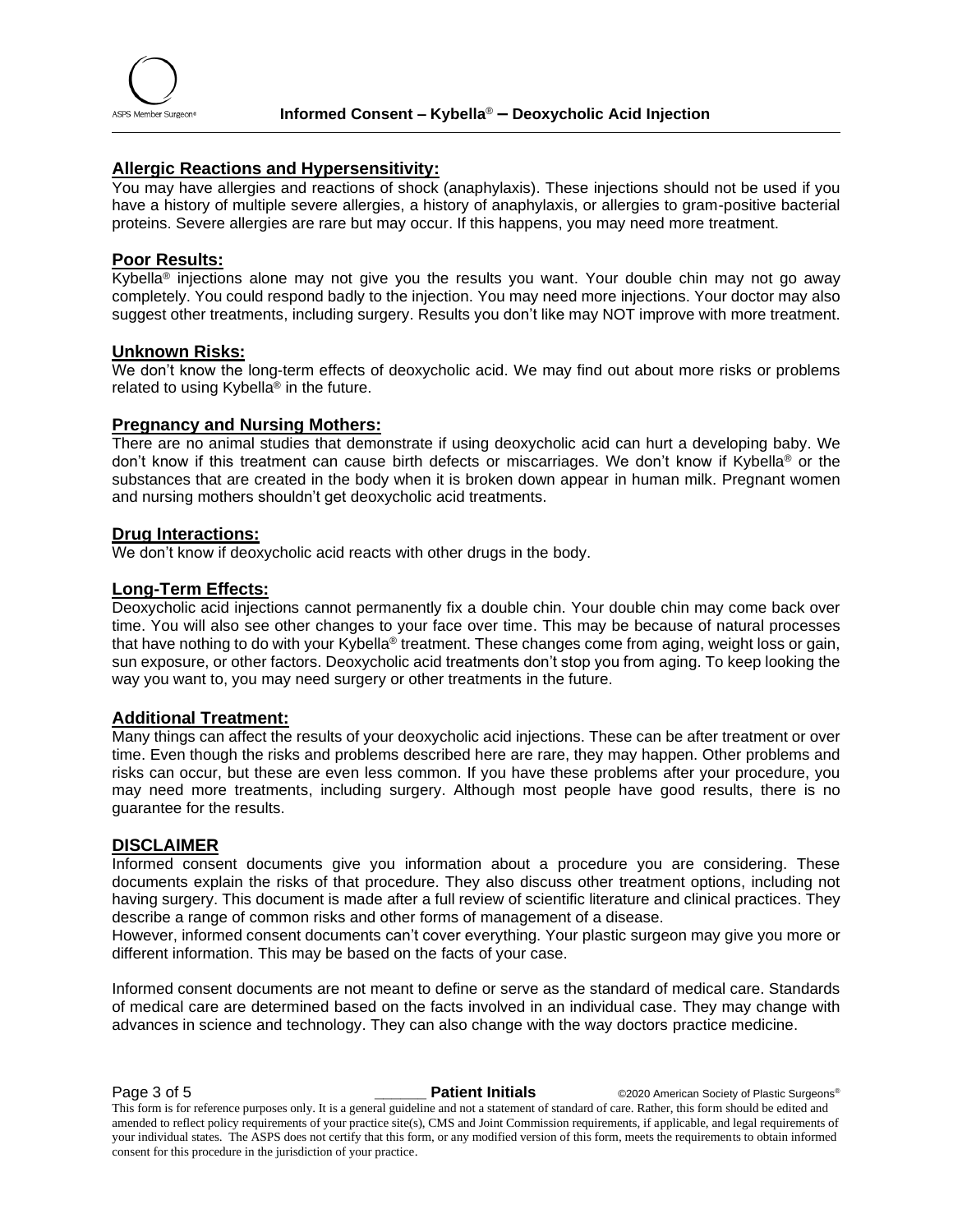## Allergic Reactions and Hypersensitivity:

You may have allergies and reactions of shock (anaphylaxis). These injections should not be used if you have a history of multiple severe allergies, a history of anaphylaxis, or allergies to gram-positive bacterial proteins. Severe allergies are rare but may occur. If this happens, you may need more treatment.

## Poor Results:

Kybella® injections alone may not give you the results you want. Your double chin may not go away completely. You could respond badly to the injection. You may need more injections. Your doctor may also suggest other treatments, including surgery. Results you don't like may NOT improve with more treatment.

## Unknown Risks:

We don't know the long-term effects of deoxycholic acid. We may find out about more risks or problems related to using Kybella® in the future.

## Pregnancy and Nursing Mothers:

There are no animal studies that demonstrate if using deoxycholic acid can hurt a developing baby. We don't know if this treatment can cause birth defects or miscarriages. We don't know if Kybella® or the substances that are created in the body when it is broken down appear in human milk. Pregnant women and nursing mothers shouldn't get deoxycholic acid treatments.

## Drug Interactions:

We don't know if deoxycholic acid reacts with other drugs in the body.

## Long-Term Effects:

Deoxycholic acid injections cannot permanently fix a double chin. Your double chin may come back over time. You will also see other changes to your face over time. This may be because of natural processes that have nothing to do with your Kybella® treatment. These changes come from aging, weight loss or gain, sun exposure, or other factors. Deoxycholic acid treatments don't stop you from aging. To keep looking the way you want to, you may need surgery or other treatments in the future.

## Additional Treatment:

Many things can affect the results of your deoxycholic acid injections. These can be after treatment or over time. Even though the risks and problems described here are rare, they may happen. Other problems and risks can occur, but these are even less common. If you have these problems after your procedure, you may need more treatments, including surgery. Although most people have good results, there is no guarantee for the results.

## DISCLAIMER

Informed consent documents give you information about a procedure you are considering. These documents explain the risks of that procedure. They also discuss other treatment options, including not having surgery. This document is made after a full review of scientific literature and clinical practices. They describe a range of common risks and other forms of management of a disease.

However, informed consent documents can't cover everything. Your plastic surgeon may give you more or different information. This may be based on the facts of your case.

Informed consent documents are not meant to define or serve as the standard of medical care. Standards of medical care are determined based on the facts involved in an individual case. They may change with advances in science and technology. They can also change with the way doctors practice medicine.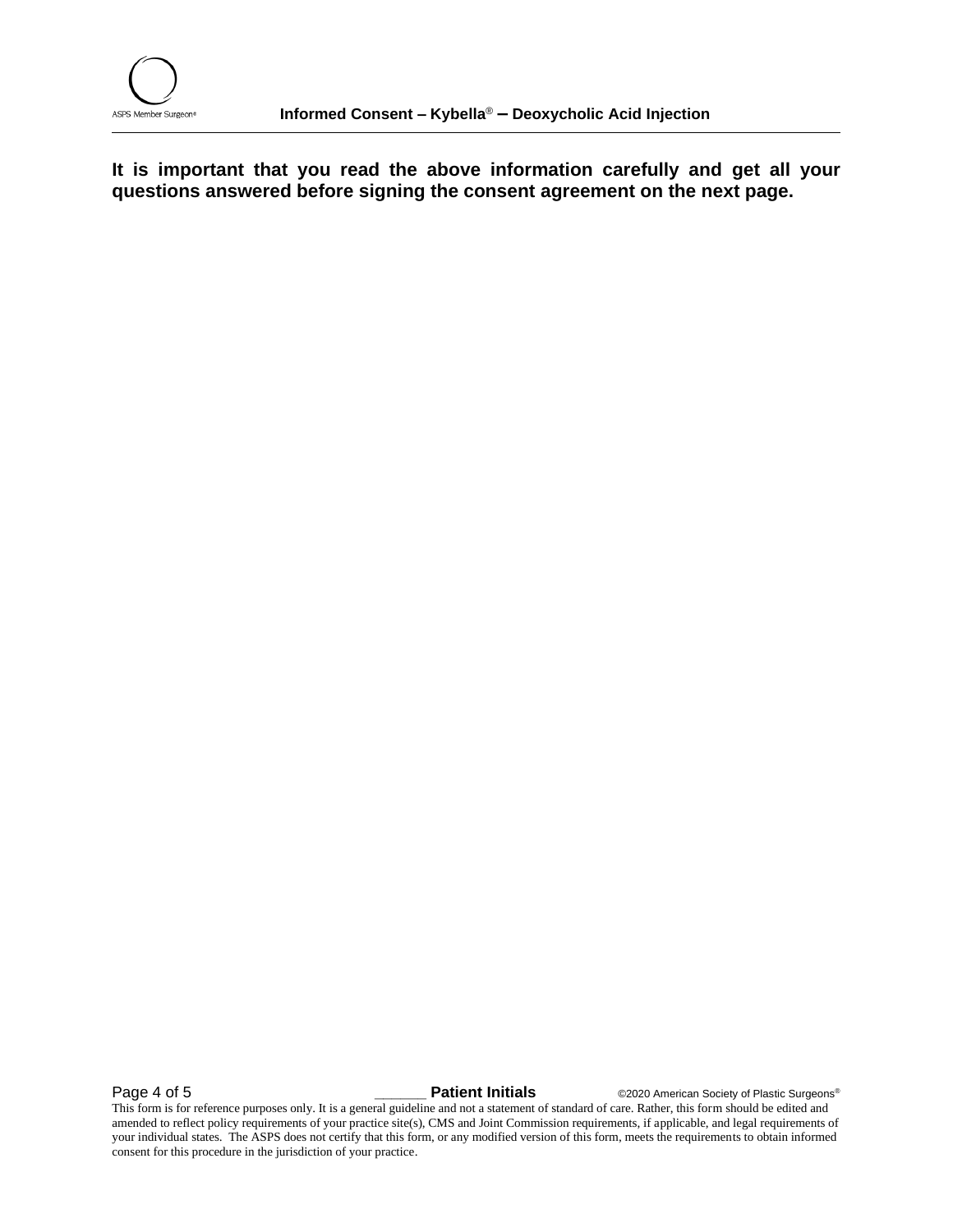**It is important that you read the above information carefully and get all your questions answered before signing the consent agreement on the next page.**

This form is for reference purposes only. It is a general guideline and not a statement of standard of care. Rather, this form should be edited and amended to reflect policy requirements of your practice site(s), CMS and Joint Commission requirements, if applicable, and legal requirements of your individual states. The ASPS does not certify that this form, or any modified version of this form, meets the requirements to obtain informed consent for this procedure in the jurisdiction of your practice.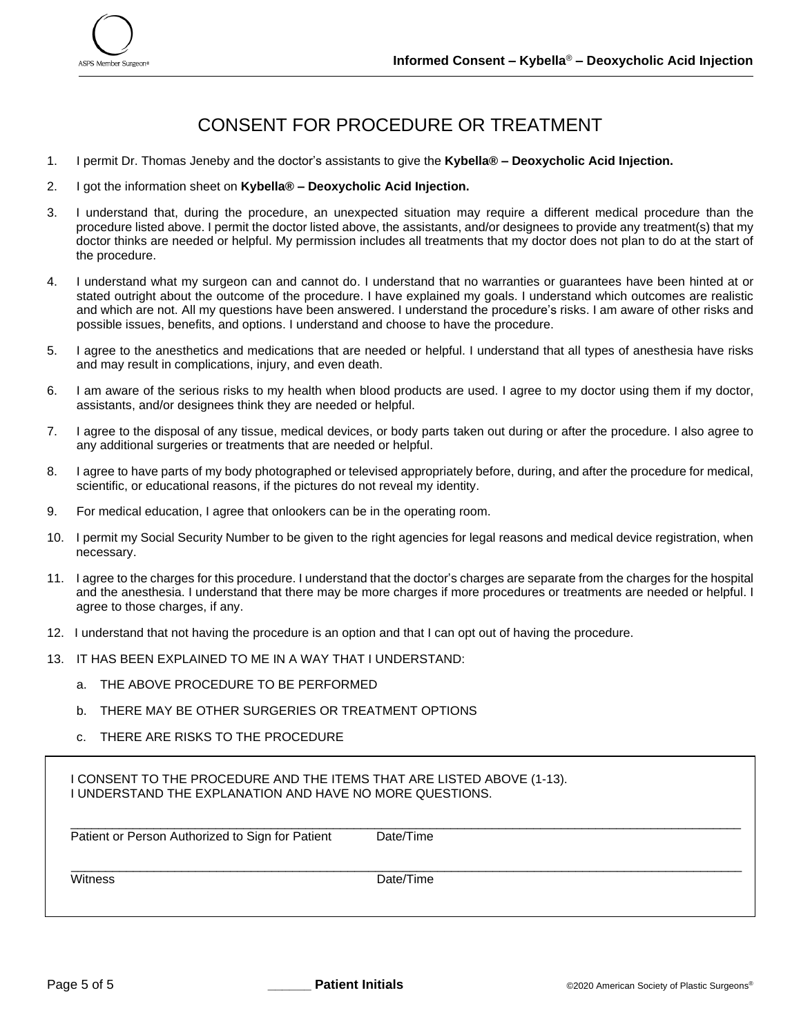# CONSENT FOR PROCEDURE OR TREATMENT

1. I permit Dr. Thomas Jeneby and the doctor's assistants to give the **Kybella® – Deoxycholic Acid Injection.**
2. I got the information sheet on **Kybella® – Deoxycholic Acid Injection.**
3. I understand that, during the procedure, an unexpected situation may require a different medical procedure than the procedure listed above. I permit the doctor listed above, the assistants, and/or designees to provide any treatment(s) that my doctor thinks are needed or helpful. My permission includes all treatments that my doctor does not plan to do at the start of the procedure.
4. I understand what my surgeon can and cannot do. I understand that no warranties or guarantees have been hinted at or stated outright about the outcome of the procedure. I have explained my goals. I understand which outcomes are realistic and which are not. All my questions have been answered. I understand the procedure's risks. I am aware of other risks and possible issues, benefits, and options. I understand and choose to have the procedure.
5. I agree to the anesthetics and medications that are needed or helpful. I understand that all types of anesthesia have risks and may result in complications, injury, and even death.
6. I am aware of the serious risks to my health when blood products are used. I agree to my doctor using them if my doctor, assistants, and/or designees think they are needed or helpful.
7. I agree to the disposal of any tissue, medical devices, or body parts taken out during or after the procedure. I also agree to any additional surgeries or treatments that are needed or helpful.
8. I agree to have parts of my body photographed or televised appropriately before, during, and after the procedure for medical, scientific, or educational reasons, if the pictures do not reveal my identity.
9. For medical education, I agree that onlookers can be in the operating room.
10. I permit my Social Security Number to be given to the right agencies for legal reasons and medical device registration, when necessary.
11. I agree to the charges for this procedure. I understand that the doctor's charges are separate from the charges for the hospital and the anesthesia. I understand that there may be more charges if more procedures or treatments are needed or helpful. I agree to those charges, if any.
12. I understand that not having the procedure is an option and that I can opt out of having the procedure.
13. IT HAS BEEN EXPLAINED TO ME IN A WAY THAT I UNDERSTAND:
    a. THE ABOVE PROCEDURE TO BE PERFORMED
    b. THERE MAY BE OTHER SURGERIES OR TREATMENT OPTIONS
    c. THERE ARE RISKS TO THE PROCEDURE

I CONSENT TO THE PROCEDURE AND THE ITEMS THAT ARE LISTED ABOVE (1-13).
I UNDERSTAND THE EXPLANATION AND HAVE NO MORE QUESTIONS.

_______________________________________________

Patient or Person Authorized to Sign for Patient    Date/Time

_______________________________________________

Witness    Date/Time

______ **Patient Initials**